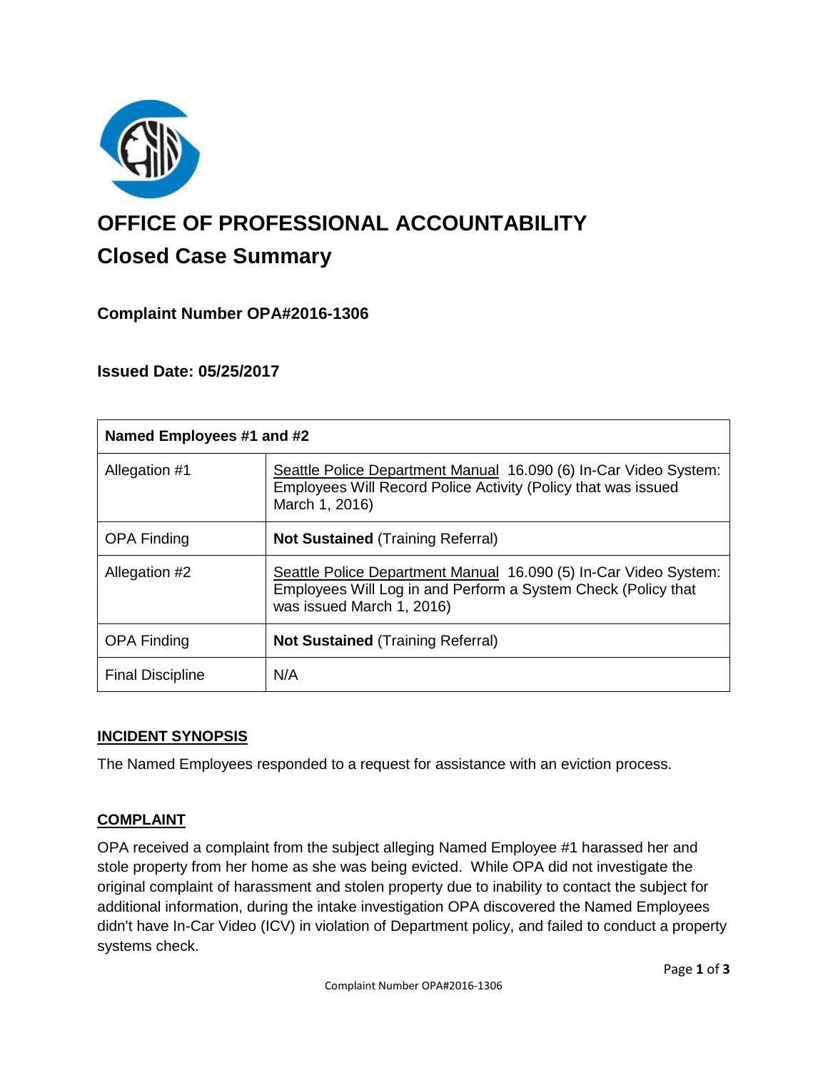# OFFICE OF PROFESSIONAL ACCOUNTABILITY

## Closed Case Summary

### Complaint Number OPA#2016-1306

### Issued Date: 05/25/2017

| Named Employees #1 and #2 | |
|---|---|
| Allegation #1 | Seattle Police Department Manual 16.090 (6) In-Car Video System: Employees Will Record Police Activity (Policy that was issued March 1, 2016) |
| OPA Finding | **Not Sustained** (Training Referral) |
| Allegation #2 | Seattle Police Department Manual 16.090 (5) In-Car Video System: Employees Will Log in and Perform a System Check (Policy that was issued March 1, 2016) |
| OPA Finding | **Not Sustained** (Training Referral) |
| Final Discipline | N/A |

**INCIDENT SYNOPSIS**

The Named Employees responded to a request for assistance with an eviction process.

**COMPLAINT**

OPA received a complaint from the subject alleging Named Employee #1 harassed her and stole property from her home as she was being evicted. While OPA did not investigate the original complaint of harassment and stolen property due to inability to contact the subject for additional information, during the intake investigation OPA discovered the Named Employees didn't have In-Car Video (ICV) in violation of Department policy, and failed to conduct a property systems check.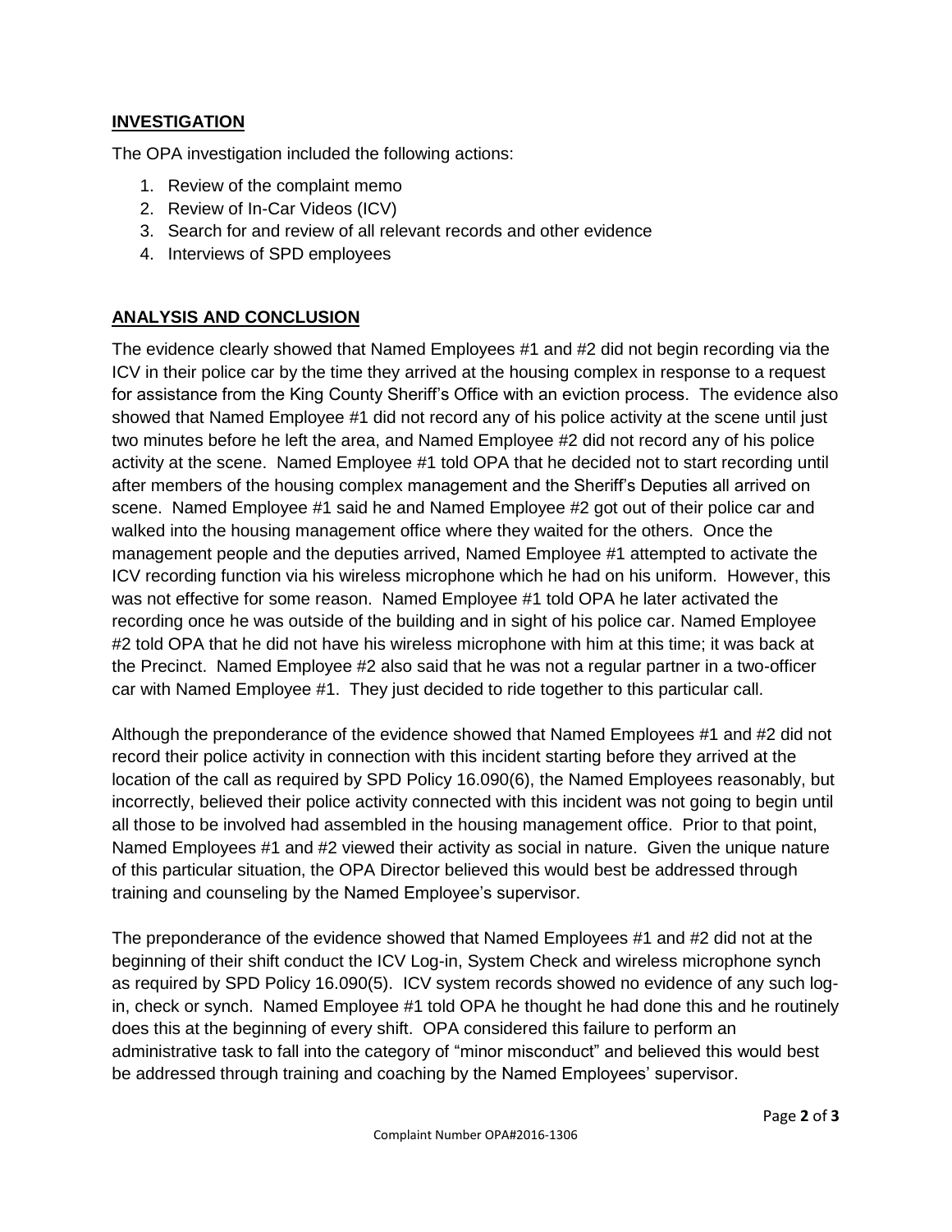## INVESTIGATION

The OPA investigation included the following actions:

1. Review of the complaint memo
2. Review of In-Car Videos (ICV)
3. Search for and review of all relevant records and other evidence
4. Interviews of SPD employees

## ANALYSIS AND CONCLUSION

The evidence clearly showed that Named Employees #1 and #2 did not begin recording via the ICV in their police car by the time they arrived at the housing complex in response to a request for assistance from the King County Sheriff's Office with an eviction process. The evidence also showed that Named Employee #1 did not record any of his police activity at the scene until just two minutes before he left the area, and Named Employee #2 did not record any of his police activity at the scene. Named Employee #1 told OPA that he decided not to start recording until after members of the housing complex management and the Sheriff's Deputies all arrived on scene. Named Employee #1 said he and Named Employee #2 got out of their police car and walked into the housing management office where they waited for the others. Once the management people and the deputies arrived, Named Employee #1 attempted to activate the ICV recording function via his wireless microphone which he had on his uniform. However, this was not effective for some reason. Named Employee #1 told OPA he later activated the recording once he was outside of the building and in sight of his police car. Named Employee #2 told OPA that he did not have his wireless microphone with him at this time; it was back at the Precinct. Named Employee #2 also said that he was not a regular partner in a two-officer car with Named Employee #1. They just decided to ride together to this particular call.

Although the preponderance of the evidence showed that Named Employees #1 and #2 did not record their police activity in connection with this incident starting before they arrived at the location of the call as required by SPD Policy 16.090(6), the Named Employees reasonably, but incorrectly, believed their police activity connected with this incident was not going to begin until all those to be involved had assembled in the housing management office. Prior to that point, Named Employees #1 and #2 viewed their activity as social in nature. Given the unique nature of this particular situation, the OPA Director believed this would best be addressed through training and counseling by the Named Employee's supervisor.

The preponderance of the evidence showed that Named Employees #1 and #2 did not at the beginning of their shift conduct the ICV Log-in, System Check and wireless microphone synch as required by SPD Policy 16.090(5). ICV system records showed no evidence of any such log-in, check or synch. Named Employee #1 told OPA he thought he had done this and he routinely does this at the beginning of every shift. OPA considered this failure to perform an administrative task to fall into the category of "minor misconduct" and believed this would best be addressed through training and coaching by the Named Employees' supervisor.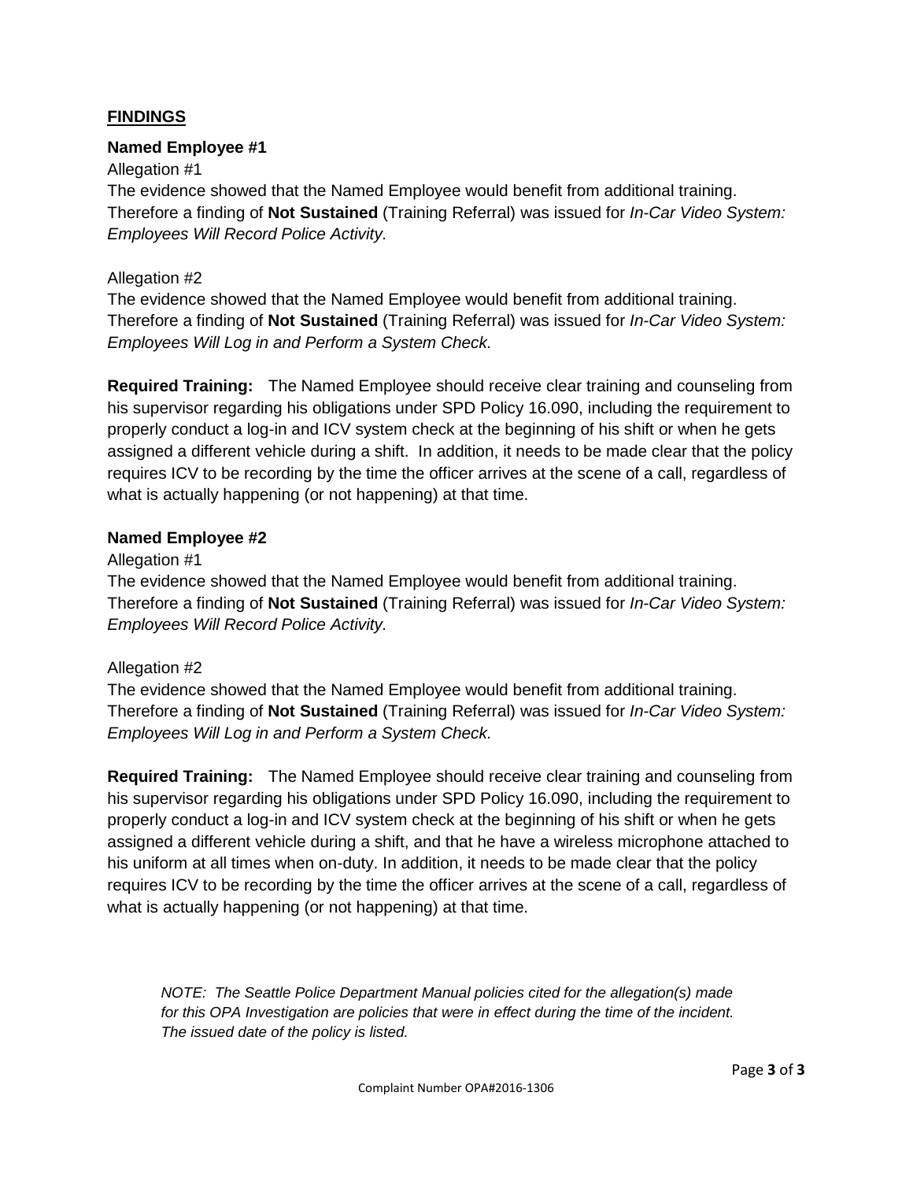## FINDINGS

**Named Employee #1**

Allegation #1

The evidence showed that the Named Employee would benefit from additional training. Therefore a finding of **Not Sustained** (Training Referral) was issued for *In-Car Video System: Employees Will Record Police Activity.*

Allegation #2

The evidence showed that the Named Employee would benefit from additional training. Therefore a finding of **Not Sustained** (Training Referral) was issued for *In-Car Video System: Employees Will Log in and Perform a System Check.*

**Required Training:** The Named Employee should receive clear training and counseling from his supervisor regarding his obligations under SPD Policy 16.090, including the requirement to properly conduct a log-in and ICV system check at the beginning of his shift or when he gets assigned a different vehicle during a shift. In addition, it needs to be made clear that the policy requires ICV to be recording by the time the officer arrives at the scene of a call, regardless of what is actually happening (or not happening) at that time.

**Named Employee #2**

Allegation #1

The evidence showed that the Named Employee would benefit from additional training. Therefore a finding of **Not Sustained** (Training Referral) was issued for *In-Car Video System: Employees Will Record Police Activity.*

Allegation #2

The evidence showed that the Named Employee would benefit from additional training. Therefore a finding of **Not Sustained** (Training Referral) was issued for *In-Car Video System: Employees Will Log in and Perform a System Check.*

**Required Training:** The Named Employee should receive clear training and counseling from his supervisor regarding his obligations under SPD Policy 16.090, including the requirement to properly conduct a log-in and ICV system check at the beginning of his shift or when he gets assigned a different vehicle during a shift, and that he have a wireless microphone attached to his uniform at all times when on-duty. In addition, it needs to be made clear that the policy requires ICV to be recording by the time the officer arrives at the scene of a call, regardless of what is actually happening (or not happening) at that time.

*NOTE: The Seattle Police Department Manual policies cited for the allegation(s) made for this OPA Investigation are policies that were in effect during the time of the incident. The issued date of the policy is listed.*

Complaint Number OPA#2016-1306